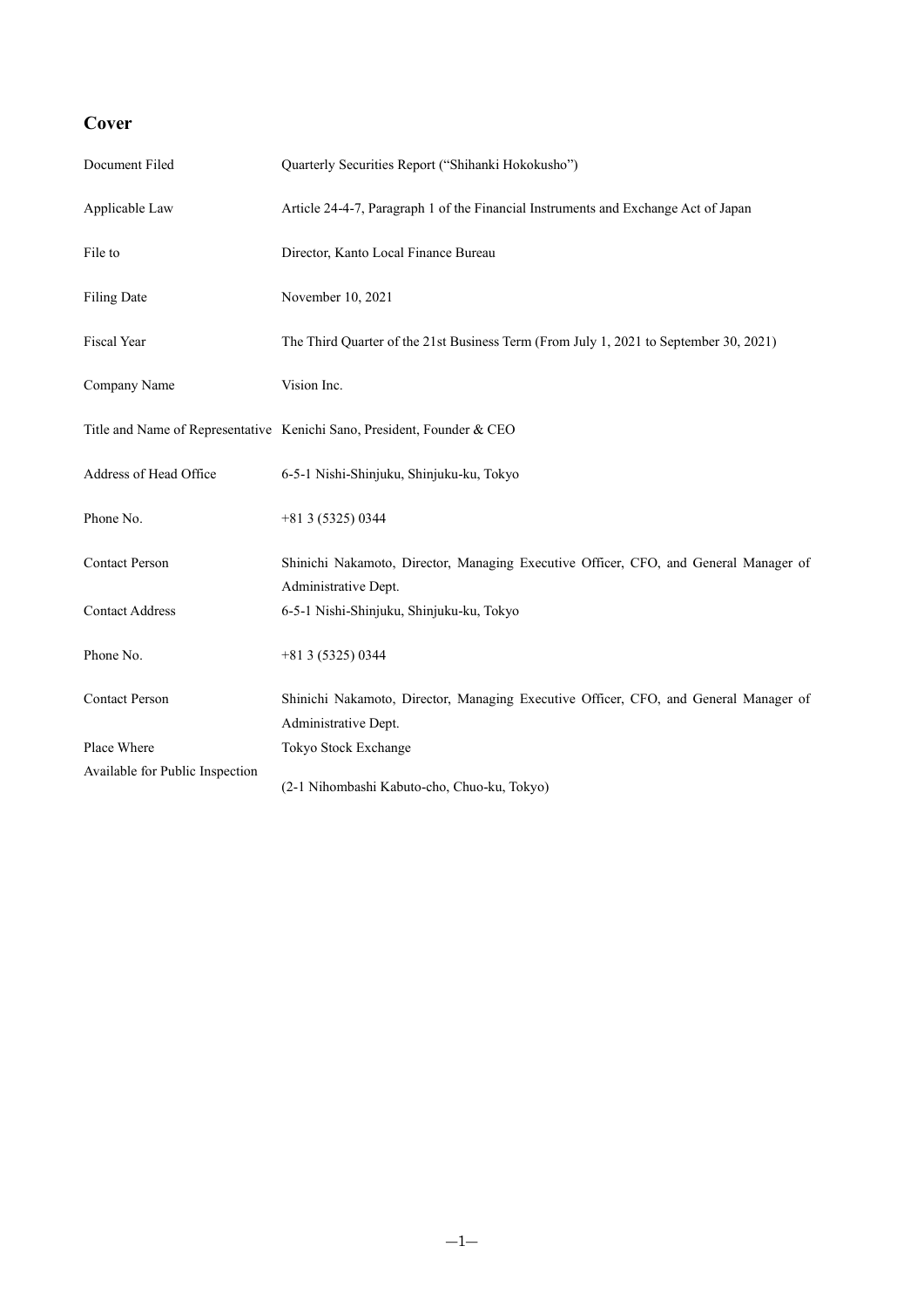# Cover

| | |
|---|---|
| Document Filed | Quarterly Securities Report ("Shihanki Hokokusho") |
| Applicable Law | Article 24-4-7, Paragraph 1 of the Financial Instruments and Exchange Act of Japan |
| File to | Director, Kanto Local Finance Bureau |
| Filing Date | November 10, 2021 |
| Fiscal Year | The Third Quarter of the 21st Business Term (From July 1, 2021 to September 30, 2021) |
| Company Name | Vision Inc. |
| Title and Name of Representative | Kenichi Sano, President, Founder & CEO |
| Address of Head Office | 6-5-1 Nishi-Shinjuku, Shinjuku-ku, Tokyo |
| Phone No. | +81 3 (5325) 0344 |
| Contact Person | Shinichi Nakamoto, Director, Managing Executive Officer, CFO, and General Manager of Administrative Dept. |
| Contact Address | 6-5-1 Nishi-Shinjuku, Shinjuku-ku, Tokyo |
| Phone No. | +81 3 (5325) 0344 |
| Contact Person | Shinichi Nakamoto, Director, Managing Executive Officer, CFO, and General Manager of Administrative Dept. |
| Place Where Available for Public Inspection | Tokyo Stock Exchange (2-1 Nihombashi Kabuto-cho, Chuo-ku, Tokyo) |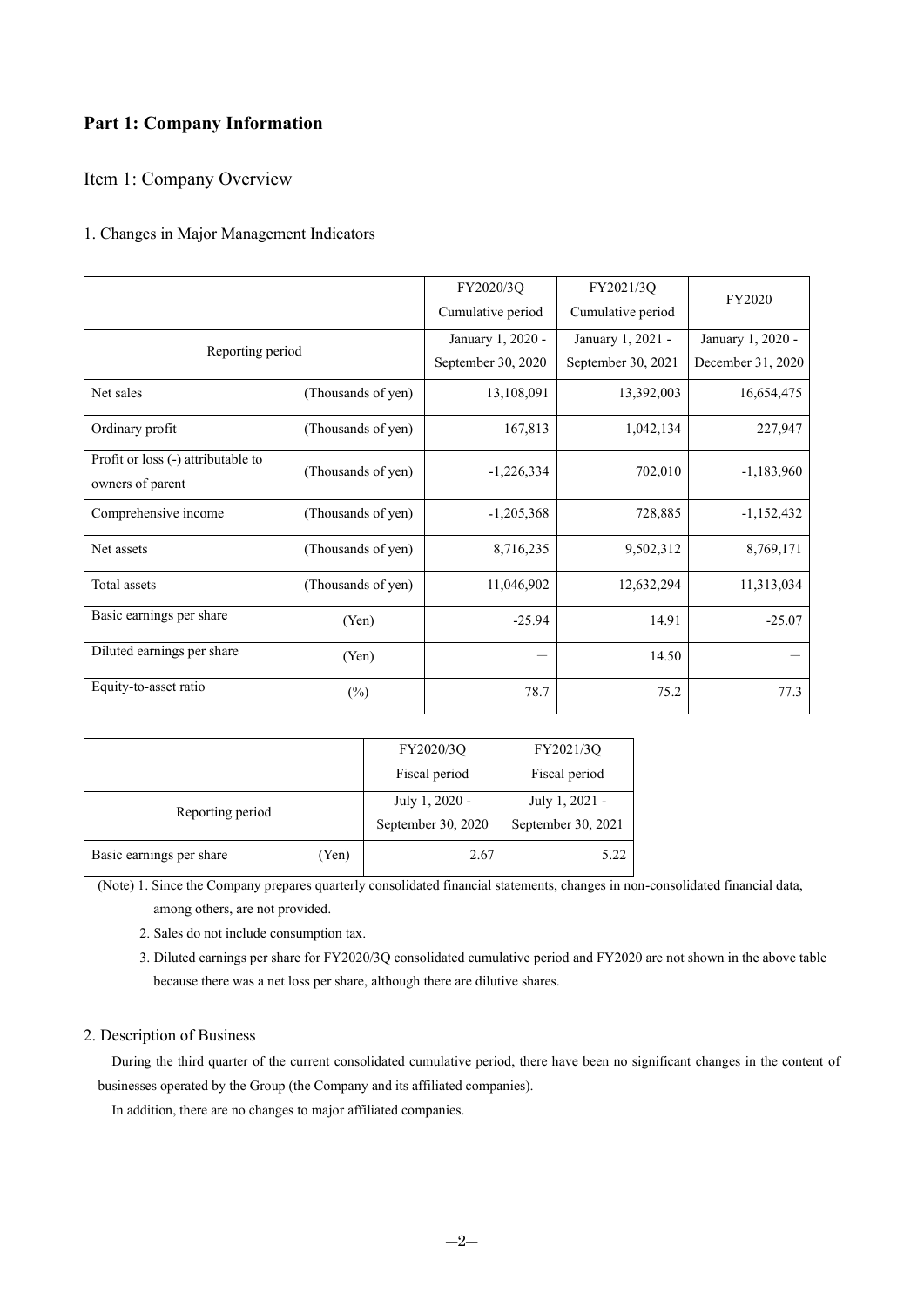# Part 1: Company Information

## Item 1: Company Overview

### 1. Changes in Major Management Indicators

| | | FY2020/3Q Cumulative period | FY2021/3Q Cumulative period | FY2020 |
|---|---|---|---|---|
| Reporting period | | January 1, 2020 - September 30, 2020 | January 1, 2021 - September 30, 2021 | January 1, 2020 - December 31, 2020 |
| Net sales | (Thousands of yen) | 13,108,091 | 13,392,003 | 16,654,475 |
| Ordinary profit | (Thousands of yen) | 167,813 | 1,042,134 | 227,947 |
| Profit or loss (-) attributable to owners of parent | (Thousands of yen) | -1,226,334 | 702,010 | -1,183,960 |
| Comprehensive income | (Thousands of yen) | -1,205,368 | 728,885 | -1,152,432 |
| Net assets | (Thousands of yen) | 8,716,235 | 9,502,312 | 8,769,171 |
| Total assets | (Thousands of yen) | 11,046,902 | 12,632,294 | 11,313,034 |
| Basic earnings per share | (Yen) | -25.94 | 14.91 | -25.07 |
| Diluted earnings per share | (Yen) | ― | 14.50 | ― |
| Equity-to-asset ratio | (%) | 78.7 | 75.2 | 77.3 |

| | | FY2020/3Q Fiscal period | FY2021/3Q Fiscal period |
|---|---|---|---|
| Reporting period | | July 1, 2020 - September 30, 2020 | July 1, 2021 - September 30, 2021 |
| Basic earnings per share | (Yen) | 2.67 | 5.22 |

(Note) 1. Since the Company prepares quarterly consolidated financial statements, changes in non-consolidated financial data, among others, are not provided.

2. Sales do not include consumption tax.

3. Diluted earnings per share for FY2020/3Q consolidated cumulative period and FY2020 are not shown in the above table because there was a net loss per share, although there are dilutive shares.

### 2. Description of Business

During the third quarter of the current consolidated cumulative period, there have been no significant changes in the content of businesses operated by the Group (the Company and its affiliated companies).

In addition, there are no changes to major affiliated companies.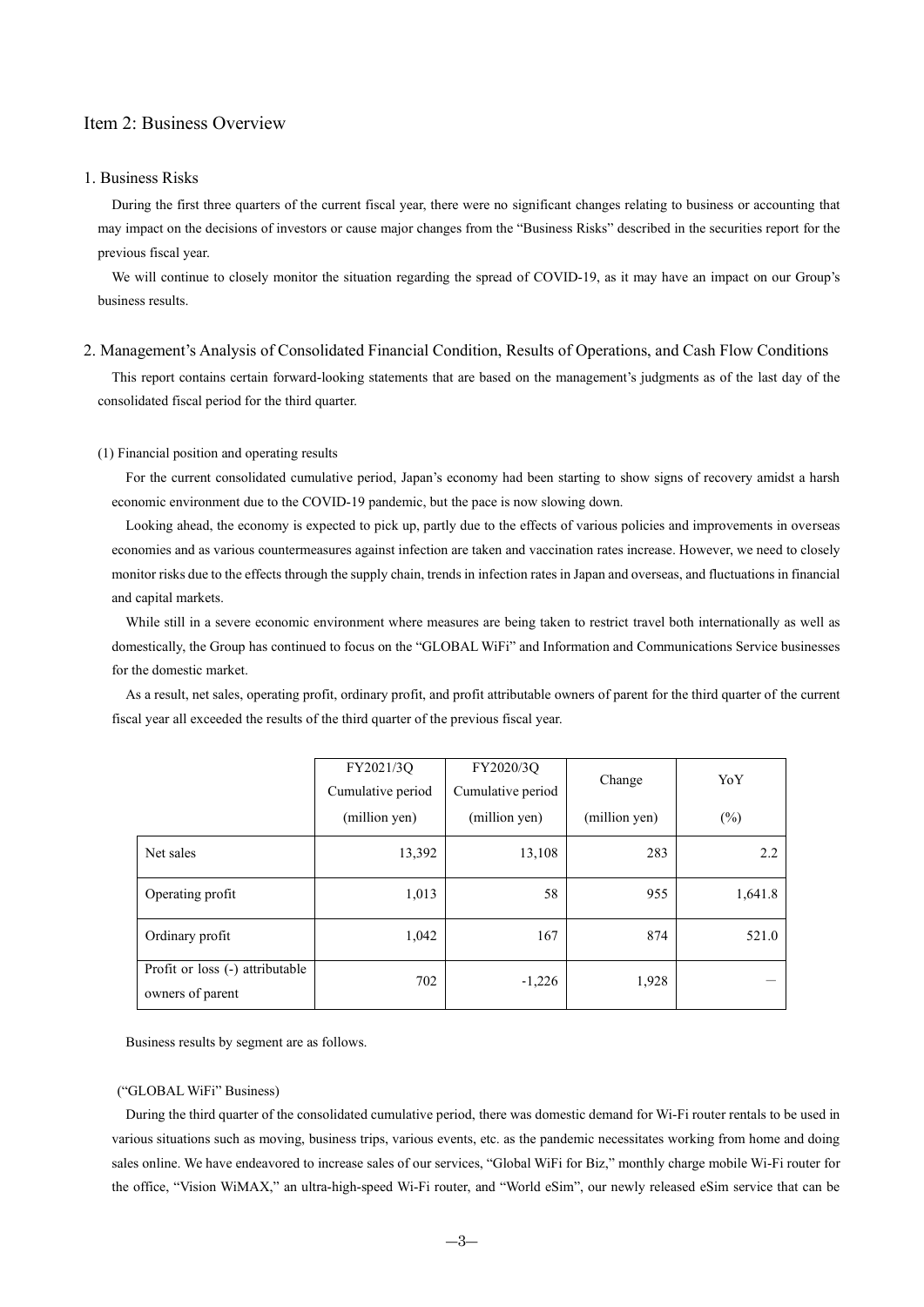# Item 2: Business Overview

## 1. Business Risks

During the first three quarters of the current fiscal year, there were no significant changes relating to business or accounting that may impact on the decisions of investors or cause major changes from the "Business Risks" described in the securities report for the previous fiscal year.

We will continue to closely monitor the situation regarding the spread of COVID-19, as it may have an impact on our Group's business results.

## 2. Management's Analysis of Consolidated Financial Condition, Results of Operations, and Cash Flow Conditions

This report contains certain forward-looking statements that are based on the management's judgments as of the last day of the consolidated fiscal period for the third quarter.

### (1) Financial position and operating results

For the current consolidated cumulative period, Japan's economy had been starting to show signs of recovery amidst a harsh economic environment due to the COVID-19 pandemic, but the pace is now slowing down.

Looking ahead, the economy is expected to pick up, partly due to the effects of various policies and improvements in overseas economies and as various countermeasures against infection are taken and vaccination rates increase. However, we need to closely monitor risks due to the effects through the supply chain, trends in infection rates in Japan and overseas, and fluctuations in financial and capital markets.

While still in a severe economic environment where measures are being taken to restrict travel both internationally as well as domestically, the Group has continued to focus on the "GLOBAL WiFi" and Information and Communications Service businesses for the domestic market.

As a result, net sales, operating profit, ordinary profit, and profit attributable owners of parent for the third quarter of the current fiscal year all exceeded the results of the third quarter of the previous fiscal year.

| | FY2021/3Q Cumulative period (million yen) | FY2020/3Q Cumulative period (million yen) | Change (million yen) | YoY (%) |
|---|---|---|---|---|
| Net sales | 13,392 | 13,108 | 283 | 2.2 |
| Operating profit | 1,013 | 58 | 955 | 1,641.8 |
| Ordinary profit | 1,042 | 167 | 874 | 521.0 |
| Profit or loss (-) attributable owners of parent | 702 | -1,226 | 1,928 | ― |

Business results by segment are as follows.

("GLOBAL WiFi" Business)

During the third quarter of the consolidated cumulative period, there was domestic demand for Wi-Fi router rentals to be used in various situations such as moving, business trips, various events, etc. as the pandemic necessitates working from home and doing sales online. We have endeavored to increase sales of our services, "Global WiFi for Biz," monthly charge mobile Wi-Fi router for the office, "Vision WiMAX," an ultra-high-speed Wi-Fi router, and "World eSim", our newly released eSim service that can be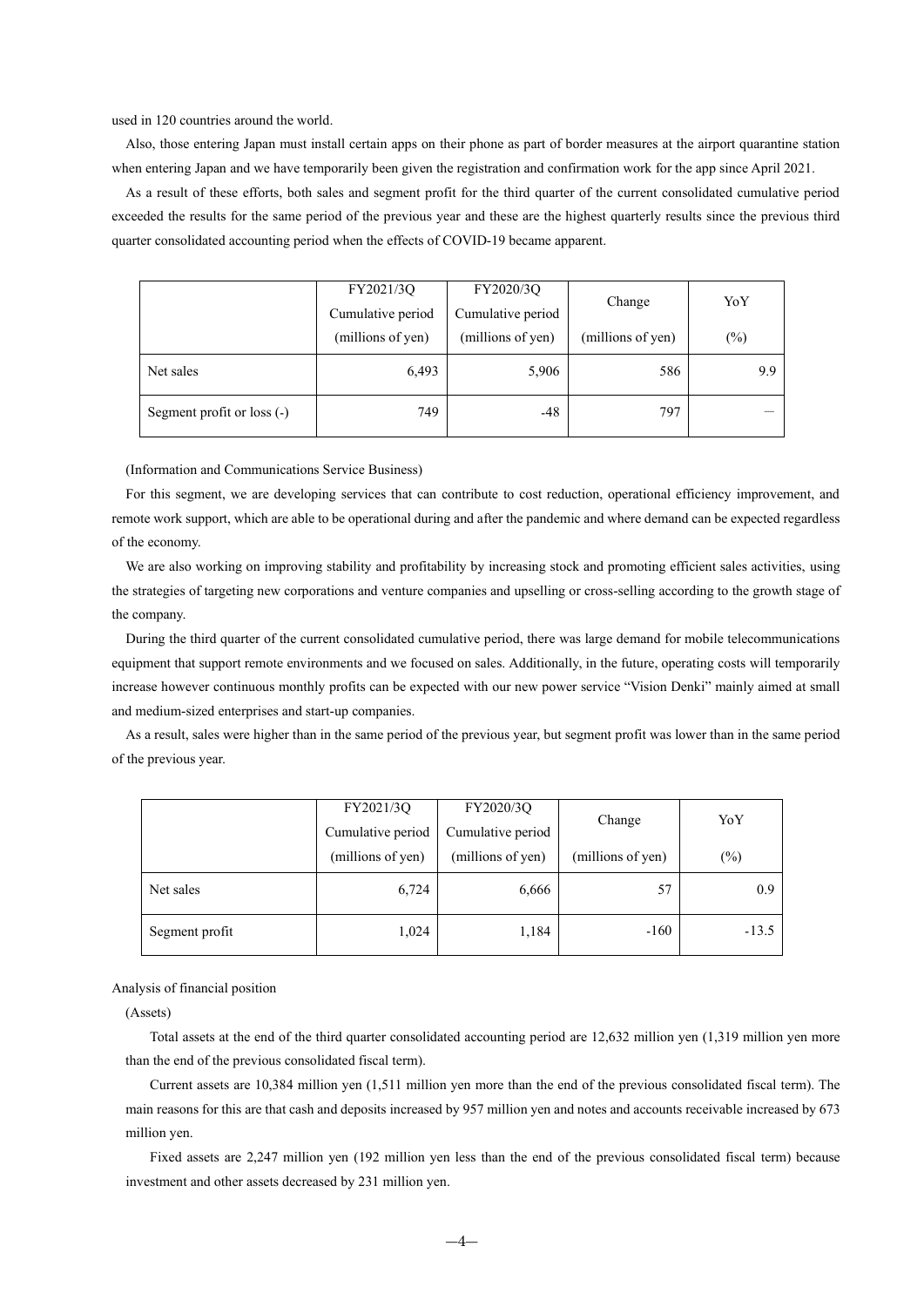used in 120 countries around the world.

Also, those entering Japan must install certain apps on their phone as part of border measures at the airport quarantine station when entering Japan and we have temporarily been given the registration and confirmation work for the app since April 2021.

As a result of these efforts, both sales and segment profit for the third quarter of the current consolidated cumulative period exceeded the results for the same period of the previous year and these are the highest quarterly results since the previous third quarter consolidated accounting period when the effects of COVID-19 became apparent.

| | FY2021/3Q Cumulative period (millions of yen) | FY2020/3Q Cumulative period (millions of yen) | Change (millions of yen) | YoY (%) |
|---|---|---|---|---|
| Net sales | 6,493 | 5,906 | 586 | 9.9 |
| Segment profit or loss (-) | 749 | -48 | 797 | — |

(Information and Communications Service Business)

For this segment, we are developing services that can contribute to cost reduction, operational efficiency improvement, and remote work support, which are able to be operational during and after the pandemic and where demand can be expected regardless of the economy.

We are also working on improving stability and profitability by increasing stock and promoting efficient sales activities, using the strategies of targeting new corporations and venture companies and upselling or cross-selling according to the growth stage of the company.

During the third quarter of the current consolidated cumulative period, there was large demand for mobile telecommunications equipment that support remote environments and we focused on sales. Additionally, in the future, operating costs will temporarily increase however continuous monthly profits can be expected with our new power service "Vision Denki" mainly aimed at small and medium-sized enterprises and start-up companies.

As a result, sales were higher than in the same period of the previous year, but segment profit was lower than in the same period of the previous year.

| | FY2021/3Q Cumulative period (millions of yen) | FY2020/3Q Cumulative period (millions of yen) | Change (millions of yen) | YoY (%) |
|---|---|---|---|---|
| Net sales | 6,724 | 6,666 | 57 | 0.9 |
| Segment profit | 1,024 | 1,184 | -160 | -13.5 |

Analysis of financial position

(Assets)

Total assets at the end of the third quarter consolidated accounting period are 12,632 million yen (1,319 million yen more than the end of the previous consolidated fiscal term).

Current assets are 10,384 million yen (1,511 million yen more than the end of the previous consolidated fiscal term). The main reasons for this are that cash and deposits increased by 957 million yen and notes and accounts receivable increased by 673 million yen.

Fixed assets are 2,247 million yen (192 million yen less than the end of the previous consolidated fiscal term) because investment and other assets decreased by 231 million yen.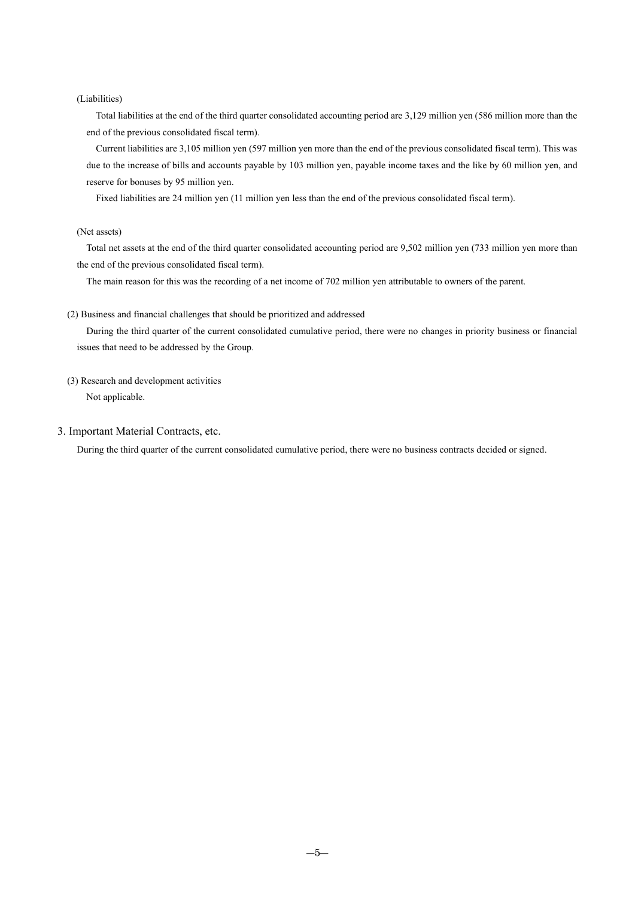(Liabilities)

Total liabilities at the end of the third quarter consolidated accounting period are 3,129 million yen (586 million more than the end of the previous consolidated fiscal term).

Current liabilities are 3,105 million yen (597 million yen more than the end of the previous consolidated fiscal term). This was due to the increase of bills and accounts payable by 103 million yen, payable income taxes and the like by 60 million yen, and reserve for bonuses by 95 million yen.

Fixed liabilities are 24 million yen (11 million yen less than the end of the previous consolidated fiscal term).

(Net assets)

Total net assets at the end of the third quarter consolidated accounting period are 9,502 million yen (733 million yen more than the end of the previous consolidated fiscal term).

The main reason for this was the recording of a net income of 702 million yen attributable to owners of the parent.

(2) Business and financial challenges that should be prioritized and addressed

During the third quarter of the current consolidated cumulative period, there were no changes in priority business or financial issues that need to be addressed by the Group.

(3) Research and development activities

Not applicable.

## 3. Important Material Contracts, etc.

During the third quarter of the current consolidated cumulative period, there were no business contracts decided or signed.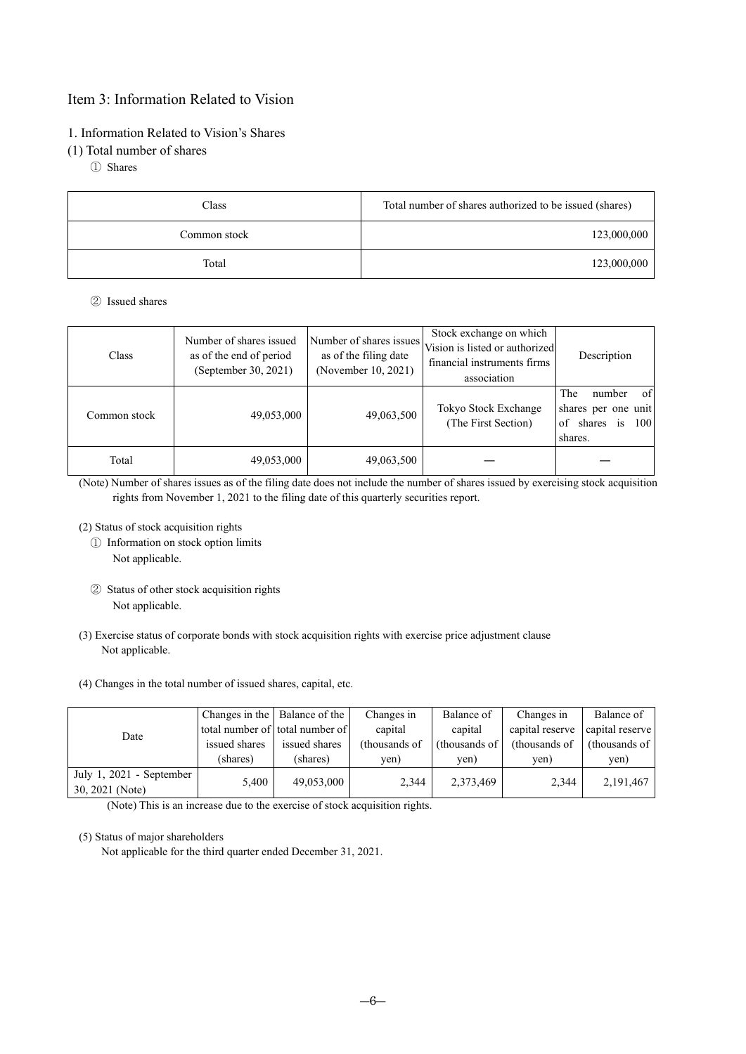# Item 3: Information Related to Vision

## 1. Information Related to Vision's Shares

### (1) Total number of shares

① Shares

| Class | Total number of shares authorized to be issued (shares) |
| --- | --- |
| Common stock | 123,000,000 |
| Total | 123,000,000 |

② Issued shares

| Class | Number of shares issued as of the end of period (September 30, 2021) | Number of shares issues as of the filing date (November 10, 2021) | Stock exchange on which Vision is listed or authorized financial instruments firms association | Description |
| --- | --- | --- | --- | --- |
| Common stock | 49,053,000 | 49,063,500 | Tokyo Stock Exchange (The First Section) | The number of shares per one unit of shares is 100 shares. |
| Total | 49,053,000 | 49,063,500 | — | — |

(Note) Number of shares issues as of the filing date does not include the number of shares issued by exercising stock acquisition rights from November 1, 2021 to the filing date of this quarterly securities report.

### (2) Status of stock acquisition rights

① Information on stock option limits

Not applicable.

② Status of other stock acquisition rights

Not applicable.

### (3) Exercise status of corporate bonds with stock acquisition rights with exercise price adjustment clause

Not applicable.

### (4) Changes in the total number of issued shares, capital, etc.

| Date | Changes in the total number of issued shares (shares) | Balance of the total number of issued shares (shares) | Changes in capital (thousands of yen) | Balance of capital (thousands of yen) | Changes in capital reserve (thousands of yen) | Balance of capital reserve (thousands of yen) |
| --- | --- | --- | --- | --- | --- | --- |
| July 1, 2021 - September 30, 2021 (Note) | 5,400 | 49,053,000 | 2,344 | 2,373,469 | 2,344 | 2,191,467 |

(Note) This is an increase due to the exercise of stock acquisition rights.

### (5) Status of major shareholders

Not applicable for the third quarter ended December 31, 2021.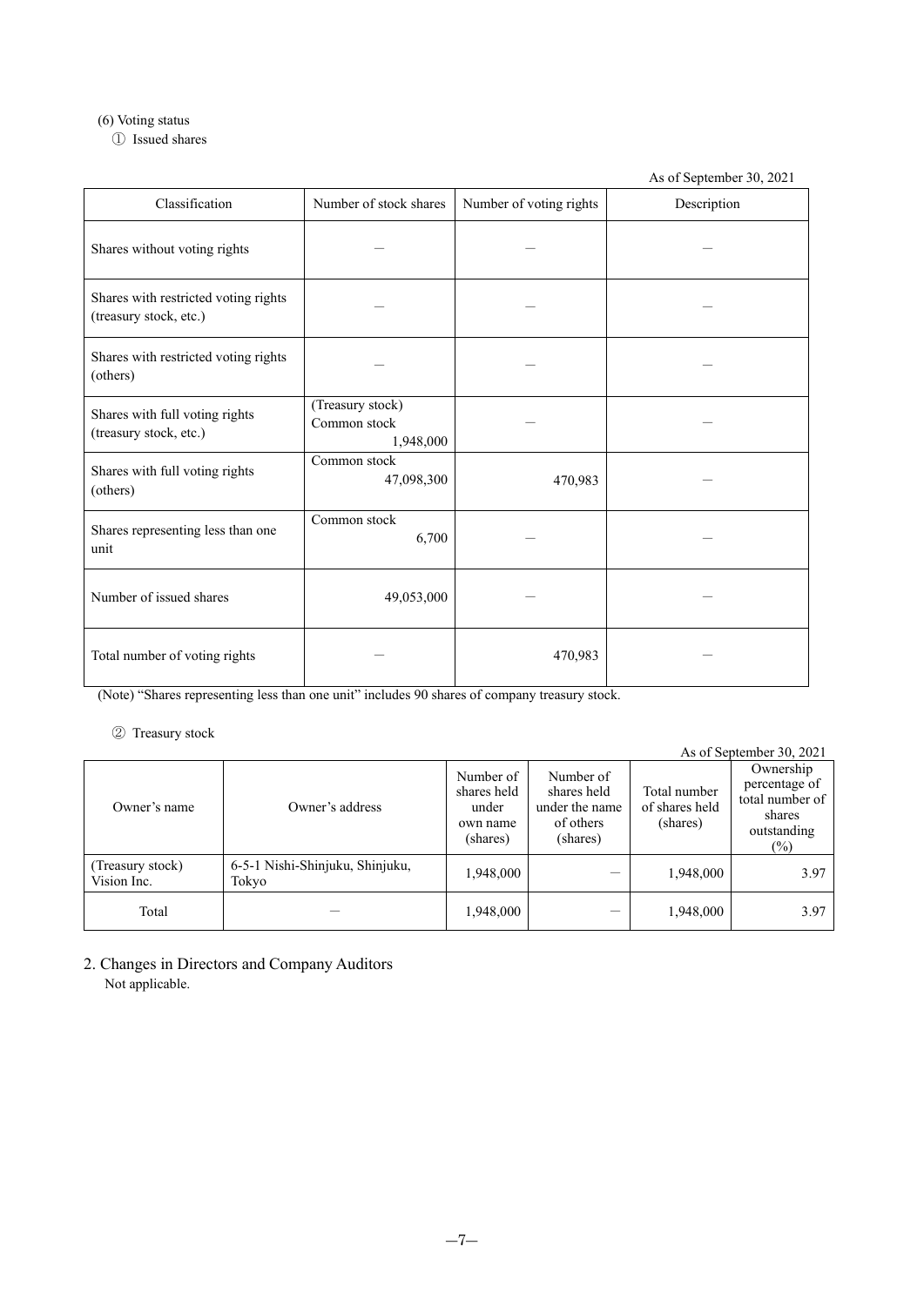(6) Voting status

① Issued shares

As of September 30, 2021

| Classification | Number of stock shares | Number of voting rights | Description |
|---|---|---|---|
| Shares without voting rights | — | — | — |
| Shares with restricted voting rights (treasury stock, etc.) | — | — | — |
| Shares with restricted voting rights (others) | — | — | — |
| Shares with full voting rights (treasury stock, etc.) | (Treasury stock) Common stock 1,948,000 | — | — |
| Shares with full voting rights (others) | Common stock 47,098,300 | 470,983 | — |
| Shares representing less than one unit | Common stock 6,700 | — | — |
| Number of issued shares | 49,053,000 | — | — |
| Total number of voting rights | — | 470,983 | — |

(Note) "Shares representing less than one unit" includes 90 shares of company treasury stock.

② Treasury stock

As of September 30, 2021

| Owner's name | Owner's address | Number of shares held under own name (shares) | Number of shares held under the name of others (shares) | Total number of shares held (shares) | Ownership percentage of total number of shares outstanding (%) |
|---|---|---|---|---|---|
| (Treasury stock) Vision Inc. | 6-5-1 Nishi-Shinjuku, Shinjuku, Tokyo | 1,948,000 | — | 1,948,000 | 3.97 |
| Total | — | 1,948,000 | — | 1,948,000 | 3.97 |

## 2. Changes in Directors and Company Auditors

Not applicable.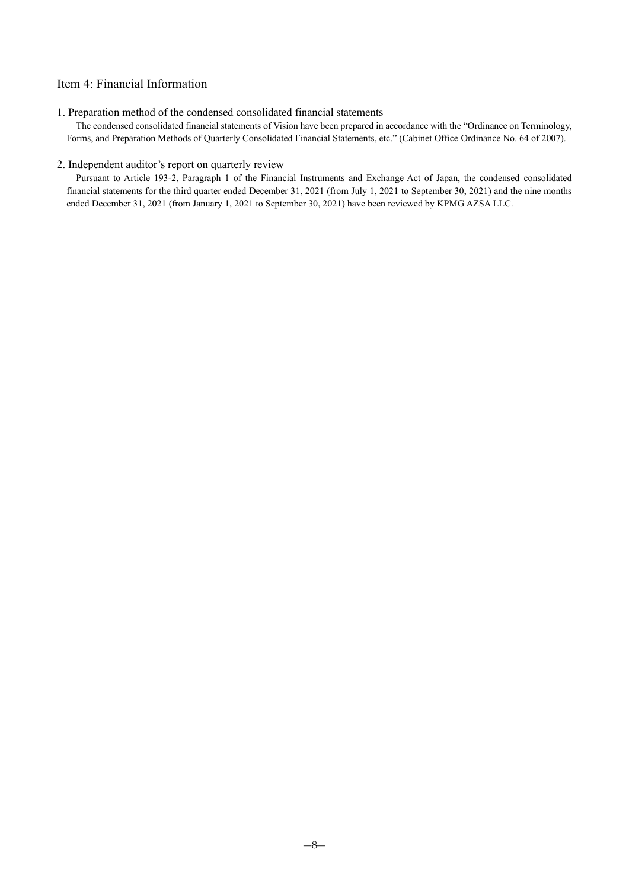## Item 4: Financial Information

### 1. Preparation method of the condensed consolidated financial statements

The condensed consolidated financial statements of Vision have been prepared in accordance with the "Ordinance on Terminology, Forms, and Preparation Methods of Quarterly Consolidated Financial Statements, etc." (Cabinet Office Ordinance No. 64 of 2007).

### 2. Independent auditor's report on quarterly review

Pursuant to Article 193-2, Paragraph 1 of the Financial Instruments and Exchange Act of Japan, the condensed consolidated financial statements for the third quarter ended December 31, 2021 (from July 1, 2021 to September 30, 2021) and the nine months ended December 31, 2021 (from January 1, 2021 to September 30, 2021) have been reviewed by KPMG AZSA LLC.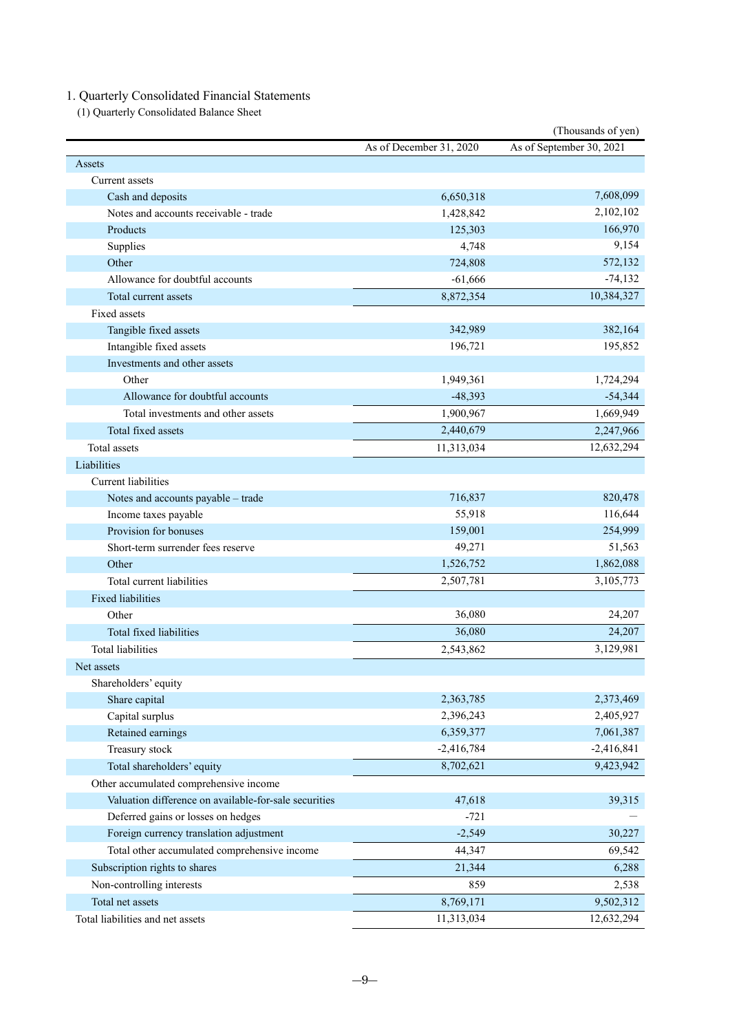# 1. Quarterly Consolidated Financial Statements

## (1) Quarterly Consolidated Balance Sheet

(Thousands of yen)

| | As of December 31, 2020 | As of September 30, 2021 |
|---|---|---|
| Assets | | |
| Current assets | | |
| Cash and deposits | 6,650,318 | 7,608,099 |
| Notes and accounts receivable - trade | 1,428,842 | 2,102,102 |
| Products | 125,303 | 166,970 |
| Supplies | 4,748 | 9,154 |
| Other | 724,808 | 572,132 |
| Allowance for doubtful accounts | -61,666 | -74,132 |
| Total current assets | 8,872,354 | 10,384,327 |
| Fixed assets | | |
| Tangible fixed assets | 342,989 | 382,164 |
| Intangible fixed assets | 196,721 | 195,852 |
| Investments and other assets | | |
| Other | 1,949,361 | 1,724,294 |
| Allowance for doubtful accounts | -48,393 | -54,344 |
| Total investments and other assets | 1,900,967 | 1,669,949 |
| Total fixed assets | 2,440,679 | 2,247,966 |
| Total assets | 11,313,034 | 12,632,294 |
| Liabilities | | |
| Current liabilities | | |
| Notes and accounts payable – trade | 716,837 | 820,478 |
| Income taxes payable | 55,918 | 116,644 |
| Provision for bonuses | 159,001 | 254,999 |
| Short-term surrender fees reserve | 49,271 | 51,563 |
| Other | 1,526,752 | 1,862,088 |
| Total current liabilities | 2,507,781 | 3,105,773 |
| Fixed liabilities | | |
| Other | 36,080 | 24,207 |
| Total fixed liabilities | 36,080 | 24,207 |
| Total liabilities | 2,543,862 | 3,129,981 |
| Net assets | | |
| Shareholders' equity | | |
| Share capital | 2,363,785 | 2,373,469 |
| Capital surplus | 2,396,243 | 2,405,927 |
| Retained earnings | 6,359,377 | 7,061,387 |
| Treasury stock | -2,416,784 | -2,416,841 |
| Total shareholders' equity | 8,702,621 | 9,423,942 |
| Other accumulated comprehensive income | | |
| Valuation difference on available-for-sale securities | 47,618 | 39,315 |
| Deferred gains or losses on hedges | -721 | — |
| Foreign currency translation adjustment | -2,549 | 30,227 |
| Total other accumulated comprehensive income | 44,347 | 69,542 |
| Subscription rights to shares | 21,344 | 6,288 |
| Non-controlling interests | 859 | 2,538 |
| Total net assets | 8,769,171 | 9,502,312 |
| Total liabilities and net assets | 11,313,034 | 12,632,294 |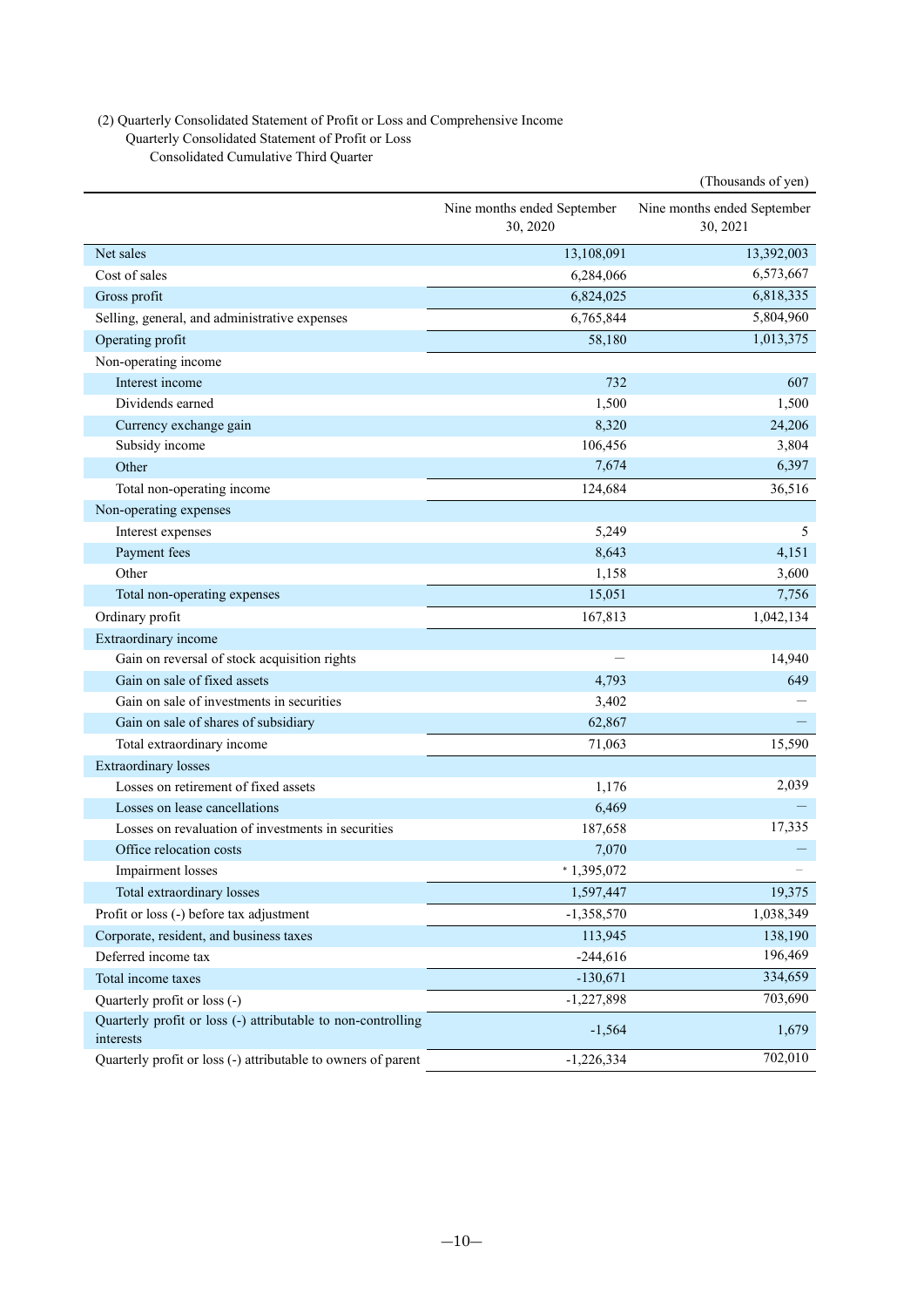(2) Quarterly Consolidated Statement of Profit or Loss and Comprehensive Income

Quarterly Consolidated Statement of Profit or Loss

Consolidated Cumulative Third Quarter

(Thousands of yen)

| | Nine months ended September 30, 2020 | Nine months ended September 30, 2021 |
|---|---|---|
| Net sales | 13,108,091 | 13,392,003 |
| Cost of sales | 6,284,066 | 6,573,667 |
| Gross profit | 6,824,025 | 6,818,335 |
| Selling, general, and administrative expenses | 6,765,844 | 5,804,960 |
| Operating profit | 58,180 | 1,013,375 |
| Non-operating income | | |
| Interest income | 732 | 607 |
| Dividends earned | 1,500 | 1,500 |
| Currency exchange gain | 8,320 | 24,206 |
| Subsidy income | 106,456 | 3,804 |
| Other | 7,674 | 6,397 |
| Total non-operating income | 124,684 | 36,516 |
| Non-operating expenses | | |
| Interest expenses | 5,249 | 5 |
| Payment fees | 8,643 | 4,151 |
| Other | 1,158 | 3,600 |
| Total non-operating expenses | 15,051 | 7,756 |
| Ordinary profit | 167,813 | 1,042,134 |
| Extraordinary income | | |
| Gain on reversal of stock acquisition rights | — | 14,940 |
| Gain on sale of fixed assets | 4,793 | 649 |
| Gain on sale of investments in securities | 3,402 | — |
| Gain on sale of shares of subsidiary | 62,867 | — |
| Total extraordinary income | 71,063 | 15,590 |
| Extraordinary losses | | |
| Losses on retirement of fixed assets | 1,176 | 2,039 |
| Losses on lease cancellations | 6,469 | — |
| Losses on revaluation of investments in securities | 187,658 | 17,335 |
| Office relocation costs | 7,070 | — |
| Impairment losses | * 1,395,072 | — |
| Total extraordinary losses | 1,597,447 | 19,375 |
| Profit or loss (-) before tax adjustment | -1,358,570 | 1,038,349 |
| Corporate, resident, and business taxes | 113,945 | 138,190 |
| Deferred income tax | -244,616 | 196,469 |
| Total income taxes | -130,671 | 334,659 |
| Quarterly profit or loss (-) | -1,227,898 | 703,690 |
| Quarterly profit or loss (-) attributable to non-controlling interests | -1,564 | 1,679 |
| Quarterly profit or loss (-) attributable to owners of parent | -1,226,334 | 702,010 |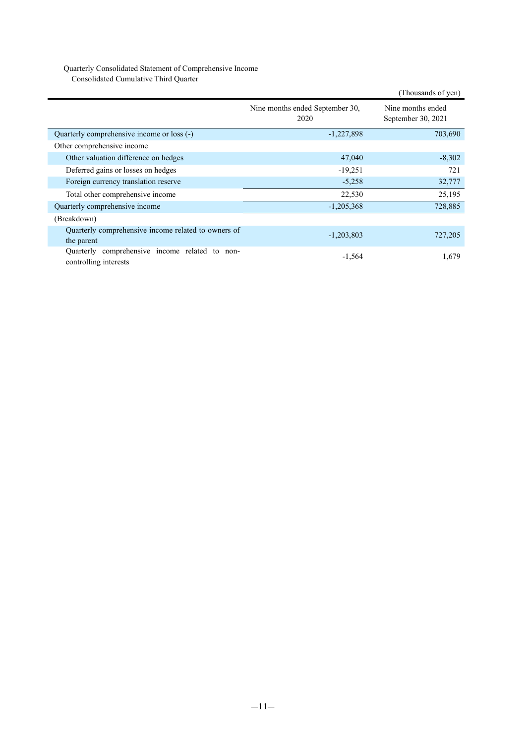Quarterly Consolidated Statement of Comprehensive Income

Consolidated Cumulative Third Quarter

(Thousands of yen)

| | Nine months ended September 30, 2020 | Nine months ended September 30, 2021 |
|---|---|---|
| Quarterly comprehensive income or loss (-) | -1,227,898 | 703,690 |
| Other comprehensive income | | |
| Other valuation difference on hedges | 47,040 | -8,302 |
| Deferred gains or losses on hedges | -19,251 | 721 |
| Foreign currency translation reserve | -5,258 | 32,777 |
| Total other comprehensive income | 22,530 | 25,195 |
| Quarterly comprehensive income | -1,205,368 | 728,885 |
| (Breakdown) | | |
| Quarterly comprehensive income related to owners of the parent | -1,203,803 | 727,205 |
| Quarterly comprehensive income related to non-controlling interests | -1,564 | 1,679 |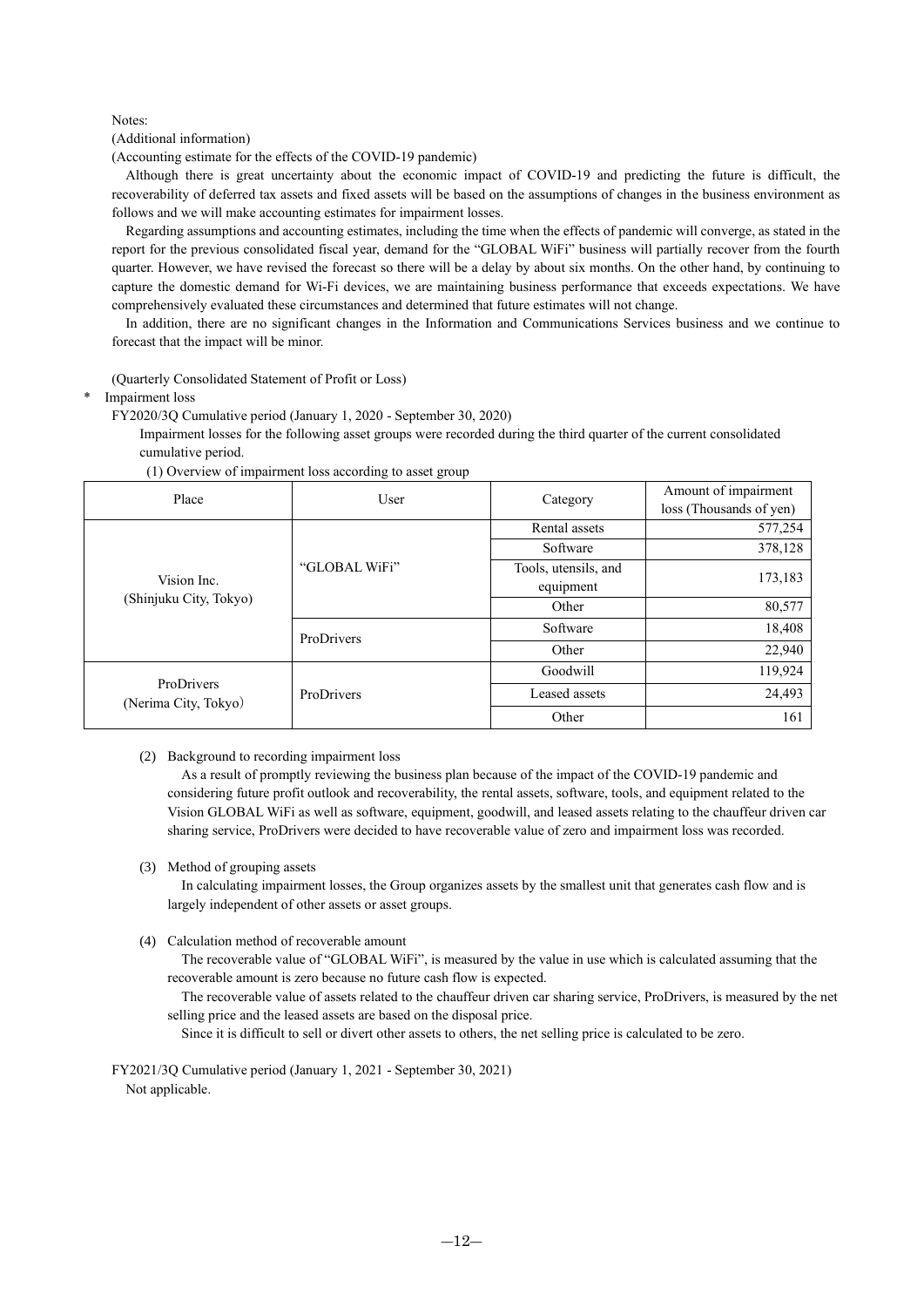Notes:

(Additional information)

(Accounting estimate for the effects of the COVID-19 pandemic)

Although there is great uncertainty about the economic impact of COVID-19 and predicting the future is difficult, the recoverability of deferred tax assets and fixed assets will be based on the assumptions of changes in the business environment as follows and we will make accounting estimates for impairment losses.

Regarding assumptions and accounting estimates, including the time when the effects of pandemic will converge, as stated in the report for the previous consolidated fiscal year, demand for the "GLOBAL WiFi" business will partially recover from the fourth quarter. However, we have revised the forecast so there will be a delay by about six months. On the other hand, by continuing to capture the domestic demand for Wi-Fi devices, we are maintaining business performance that exceeds expectations. We have comprehensively evaluated these circumstances and determined that future estimates will not change.

In addition, there are no significant changes in the Information and Communications Services business and we continue to forecast that the impact will be minor.

(Quarterly Consolidated Statement of Profit or Loss)

\* Impairment loss

FY2020/3Q Cumulative period (January 1, 2020 - September 30, 2020)

Impairment losses for the following asset groups were recorded during the third quarter of the current consolidated cumulative period.

(1) Overview of impairment loss according to asset group

| Place | User | Category | Amount of impairment loss (Thousands of yen) |
|---|---|---|---|
| Vision Inc. (Shinjuku City, Tokyo) | "GLOBAL WiFi" | Rental assets | 577,254 |
| | | Software | 378,128 |
| | | Tools, utensils, and equipment | 173,183 |
| | | Other | 80,577 |
| | ProDrivers | Software | 18,408 |
| | | Other | 22,940 |
| ProDrivers (Nerima City, Tokyo) | ProDrivers | Goodwill | 119,924 |
| | | Leased assets | 24,493 |
| | | Other | 161 |

(2) Background to recording impairment loss

As a result of promptly reviewing the business plan because of the impact of the COVID-19 pandemic and considering future profit outlook and recoverability, the rental assets, software, tools, and equipment related to the Vision GLOBAL WiFi as well as software, equipment, goodwill, and leased assets relating to the chauffeur driven car sharing service, ProDrivers were decided to have recoverable value of zero and impairment loss was recorded.

(3) Method of grouping assets

In calculating impairment losses, the Group organizes assets by the smallest unit that generates cash flow and is largely independent of other assets or asset groups.

(4) Calculation method of recoverable amount

The recoverable value of "GLOBAL WiFi", is measured by the value in use which is calculated assuming that the recoverable amount is zero because no future cash flow is expected.

The recoverable value of assets related to the chauffeur driven car sharing service, ProDrivers, is measured by the net selling price and the leased assets are based on the disposal price.

Since it is difficult to sell or divert other assets to others, the net selling price is calculated to be zero.

FY2021/3Q Cumulative period (January 1, 2021 - September 30, 2021)

Not applicable.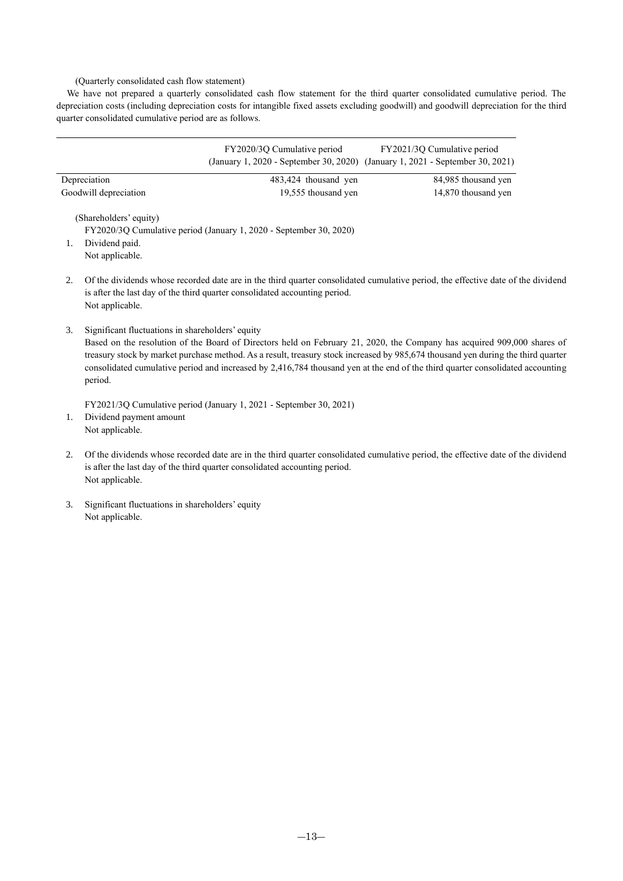(Quarterly consolidated cash flow statement)

We have not prepared a quarterly consolidated cash flow statement for the third quarter consolidated cumulative period. The depreciation costs (including depreciation costs for intangible fixed assets excluding goodwill) and goodwill depreciation for the third quarter consolidated cumulative period are as follows.

| | FY2020/3Q Cumulative period (January 1, 2020 - September 30, 2020) | FY2021/3Q Cumulative period (January 1, 2021 - September 30, 2021) |
|---|---|---|
| Depreciation | 483,424 thousand yen | 84,985 thousand yen |
| Goodwill depreciation | 19,555 thousand yen | 14,870 thousand yen |

(Shareholders' equity)

FY2020/3Q Cumulative period (January 1, 2020 - September 30, 2020)

1. Dividend paid.
   Not applicable.

2. Of the dividends whose recorded date are in the third quarter consolidated cumulative period, the effective date of the dividend is after the last day of the third quarter consolidated accounting period.
   Not applicable.

3. Significant fluctuations in shareholders' equity
   Based on the resolution of the Board of Directors held on February 21, 2020, the Company has acquired 909,000 shares of treasury stock by market purchase method. As a result, treasury stock increased by 985,674 thousand yen during the third quarter consolidated cumulative period and increased by 2,416,784 thousand yen at the end of the third quarter consolidated accounting period.

FY2021/3Q Cumulative period (January 1, 2021 - September 30, 2021)

1. Dividend payment amount
   Not applicable.

2. Of the dividends whose recorded date are in the third quarter consolidated cumulative period, the effective date of the dividend is after the last day of the third quarter consolidated accounting period.
   Not applicable.

3. Significant fluctuations in shareholders' equity
   Not applicable.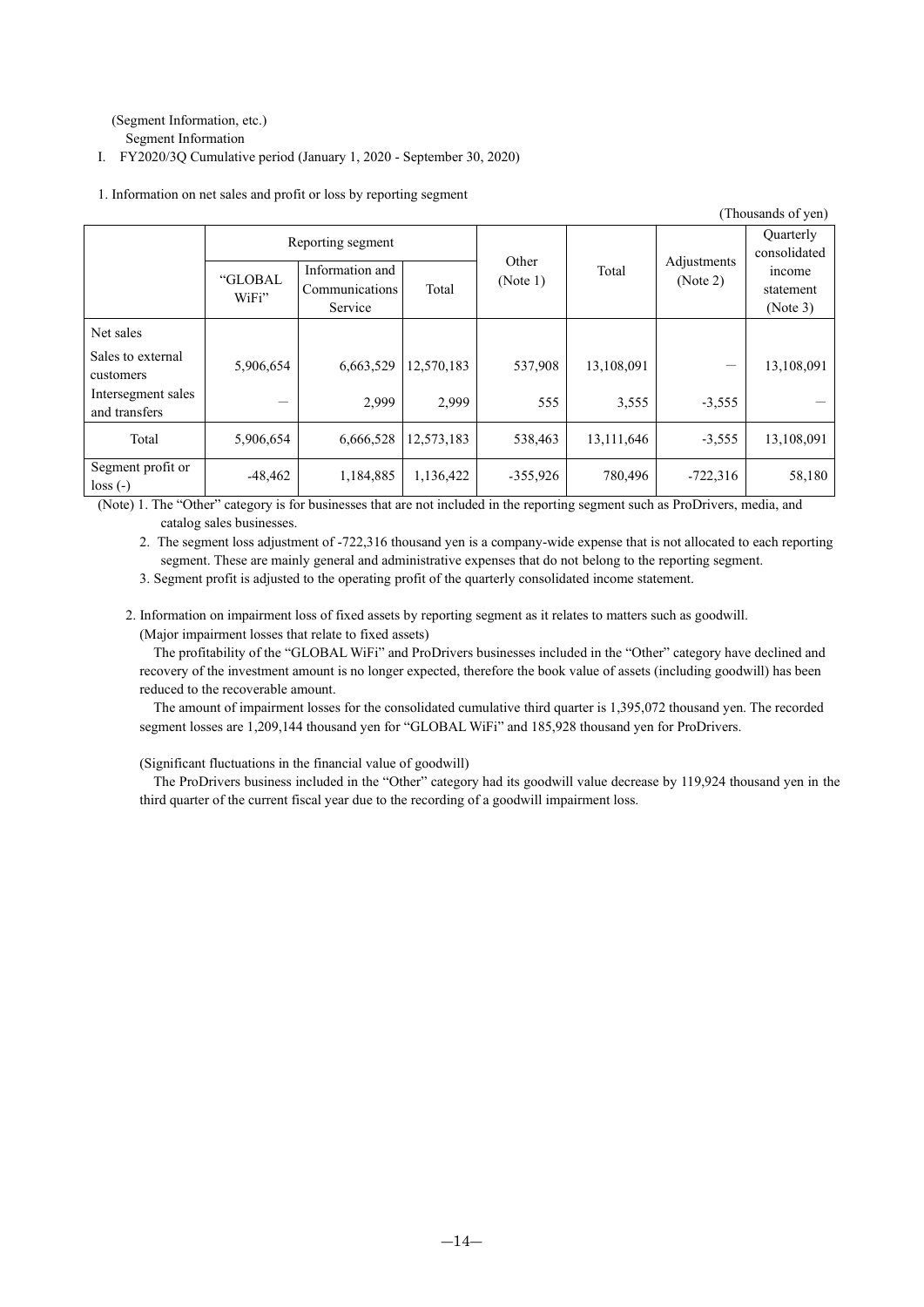(Segment Information, etc.)

Segment Information

I. FY2020/3Q Cumulative period (January 1, 2020 - September 30, 2020)

1. Information on net sales and profit or loss by reporting segment

(Thousands of yen)

| | Reporting segment | | | Other (Note 1) | Total | Adjustments (Note 2) | Quarterly consolidated income statement (Note 3) |
|---|---|---|---|---|---|---|---|
| | "GLOBAL WiFi" | Information and Communications Service | Total | | | | |
| Net sales | | | | | | | |
| Sales to external customers | 5,906,654 | 6,663,529 | 12,570,183 | 537,908 | 13,108,091 | — | 13,108,091 |
| Intersegment sales and transfers | — | 2,999 | 2,999 | 555 | 3,555 | -3,555 | — |
| Total | 5,906,654 | 6,666,528 | 12,573,183 | 538,463 | 13,111,646 | -3,555 | 13,108,091 |
| Segment profit or loss (-) | -48,462 | 1,184,885 | 1,136,422 | -355,926 | 780,496 | -722,316 | 58,180 |

(Note) 1. The "Other" category is for businesses that are not included in the reporting segment such as ProDrivers, media, and catalog sales businesses.

2. The segment loss adjustment of -722,316 thousand yen is a company-wide expense that is not allocated to each reporting segment. These are mainly general and administrative expenses that do not belong to the reporting segment.

3. Segment profit is adjusted to the operating profit of the quarterly consolidated income statement.

2. Information on impairment loss of fixed assets by reporting segment as it relates to matters such as goodwill.

(Major impairment losses that relate to fixed assets)

The profitability of the "GLOBAL WiFi" and ProDrivers businesses included in the "Other" category have declined and recovery of the investment amount is no longer expected, therefore the book value of assets (including goodwill) has been reduced to the recoverable amount.

The amount of impairment losses for the consolidated cumulative third quarter is 1,395,072 thousand yen. The recorded segment losses are 1,209,144 thousand yen for "GLOBAL WiFi" and 185,928 thousand yen for ProDrivers.

(Significant fluctuations in the financial value of goodwill)

The ProDrivers business included in the "Other" category had its goodwill value decrease by 119,924 thousand yen in the third quarter of the current fiscal year due to the recording of a goodwill impairment loss.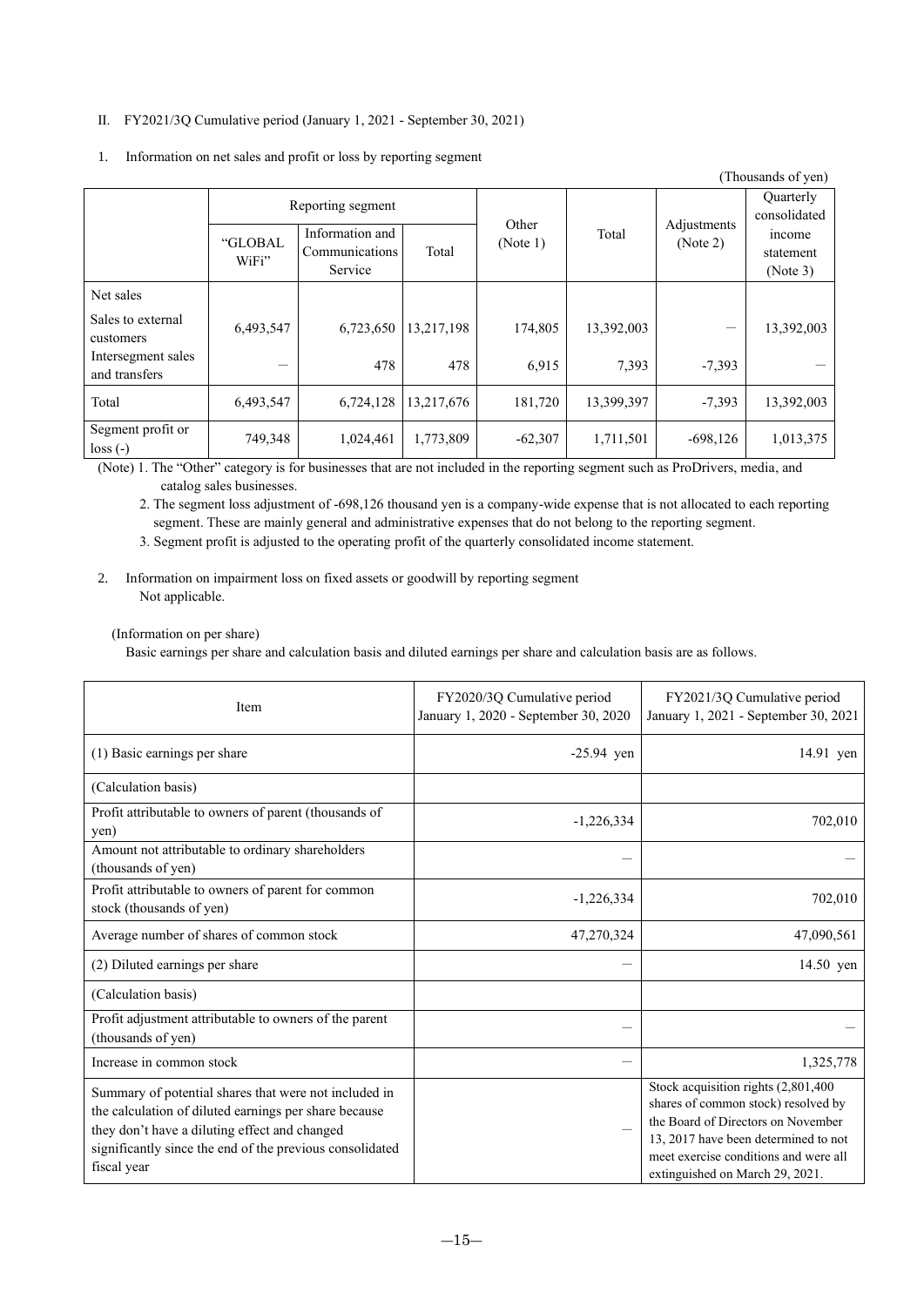II. FY2021/3Q Cumulative period (January 1, 2021 - September 30, 2021)

1. Information on net sales and profit or loss by reporting segment

(Thousands of yen)

| | Reporting segment | | | Other (Note 1) | Total | Adjustments (Note 2) | Quarterly consolidated income statement (Note 3) |
|---|---|---|---|---|---|---|---|
| | "GLOBAL WiFi" | Information and Communications Service | Total | | | | |
| Net sales | | | | | | | |
| Sales to external customers | 6,493,547 | 6,723,650 | 13,217,198 | 174,805 | 13,392,003 | — | 13,392,003 |
| Intersegment sales and transfers | — | 478 | 478 | 6,915 | 7,393 | -7,393 | — |
| Total | 6,493,547 | 6,724,128 | 13,217,676 | 181,720 | 13,399,397 | -7,393 | 13,392,003 |
| Segment profit or loss (-) | 749,348 | 1,024,461 | 1,773,809 | -62,307 | 1,711,501 | -698,126 | 1,013,375 |

(Note) 1. The "Other" category is for businesses that are not included in the reporting segment such as ProDrivers, media, and catalog sales businesses.

2. The segment loss adjustment of -698,126 thousand yen is a company-wide expense that is not allocated to each reporting segment. These are mainly general and administrative expenses that do not belong to the reporting segment.

3. Segment profit is adjusted to the operating profit of the quarterly consolidated income statement.

2. Information on impairment loss on fixed assets or goodwill by reporting segment

Not applicable.

(Information on per share)

Basic earnings per share and calculation basis and diluted earnings per share and calculation basis are as follows.

| Item | FY2020/3Q Cumulative period January 1, 2020 - September 30, 2020 | FY2021/3Q Cumulative period January 1, 2021 - September 30, 2021 |
|---|---|---|
| (1) Basic earnings per share | -25.94 yen | 14.91 yen |
| (Calculation basis) | | |
| Profit attributable to owners of parent (thousands of yen) | -1,226,334 | 702,010 |
| Amount not attributable to ordinary shareholders (thousands of yen) | — | — |
| Profit attributable to owners of parent for common stock (thousands of yen) | -1,226,334 | 702,010 |
| Average number of shares of common stock | 47,270,324 | 47,090,561 |
| (2) Diluted earnings per share | — | 14.50 yen |
| (Calculation basis) | | |
| Profit adjustment attributable to owners of the parent (thousands of yen) | — | — |
| Increase in common stock | — | 1,325,778 |
| Summary of potential shares that were not included in the calculation of diluted earnings per share because they don't have a diluting effect and changed significantly since the end of the previous consolidated fiscal year | — | Stock acquisition rights (2,801,400 shares of common stock) resolved by the Board of Directors on November 13, 2017 have been determined to not meet exercise conditions and were all extinguished on March 29, 2021. |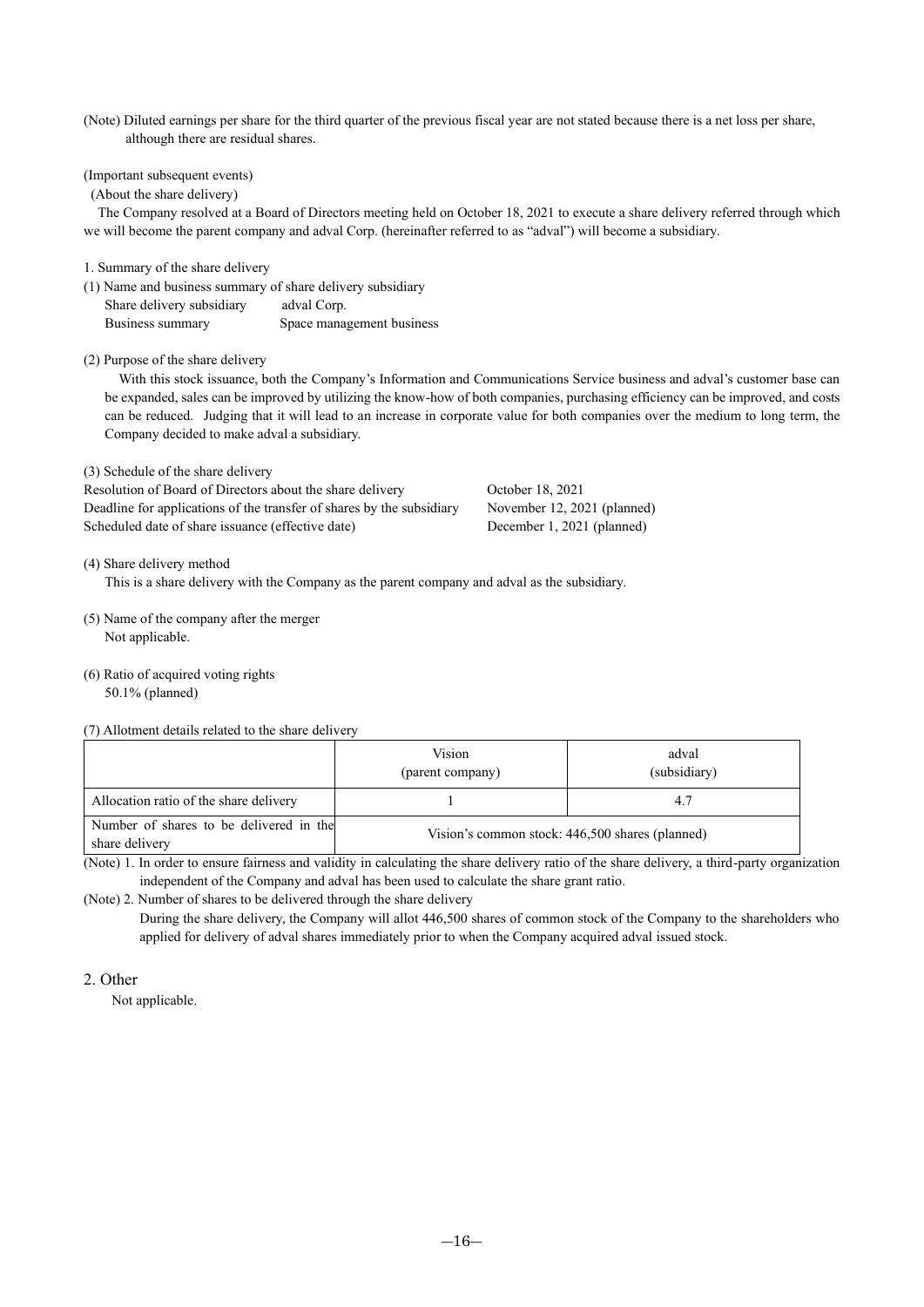(Note) Diluted earnings per share for the third quarter of the previous fiscal year are not stated because there is a net loss per share, although there are residual shares.

(Important subsequent events)

(About the share delivery)

The Company resolved at a Board of Directors meeting held on October 18, 2021 to execute a share delivery referred through which we will become the parent company and adval Corp. (hereinafter referred to as "adval") will become a subsidiary.

1. Summary of the share delivery

(1) Name and business summary of share delivery subsidiary

Share delivery subsidiary　　adval Corp.

Business summary　　Space management business

(2) Purpose of the share delivery

With this stock issuance, both the Company's Information and Communications Service business and adval's customer base can be expanded, sales can be improved by utilizing the know-how of both companies, purchasing efficiency can be improved, and costs can be reduced. Judging that it will lead to an increase in corporate value for both companies over the medium to long term, the Company decided to make adval a subsidiary.

(3) Schedule of the share delivery

| | |
|---|---|
| Resolution of Board of Directors about the share delivery | October 18, 2021 |
| Deadline for applications of the transfer of shares by the subsidiary | November 12, 2021 (planned) |
| Scheduled date of share issuance (effective date) | December 1, 2021 (planned) |

(4) Share delivery method

This is a share delivery with the Company as the parent company and adval as the subsidiary.

(5) Name of the company after the merger

Not applicable.

(6) Ratio of acquired voting rights

50.1% (planned)

(7) Allotment details related to the share delivery

| | Vision (parent company) | adval (subsidiary) |
|---|---|---|
| Allocation ratio of the share delivery | 1 | 4.7 |
| Number of shares to be delivered in the share delivery | Vision's common stock: 446,500 shares (planned) | |

(Note) 1. In order to ensure fairness and validity in calculating the share delivery ratio of the share delivery, a third-party organization independent of the Company and adval has been used to calculate the share grant ratio.

(Note) 2. Number of shares to be delivered through the share delivery

During the share delivery, the Company will allot 446,500 shares of common stock of the Company to the shareholders who applied for delivery of adval shares immediately prior to when the Company acquired adval issued stock.

2. Other

Not applicable.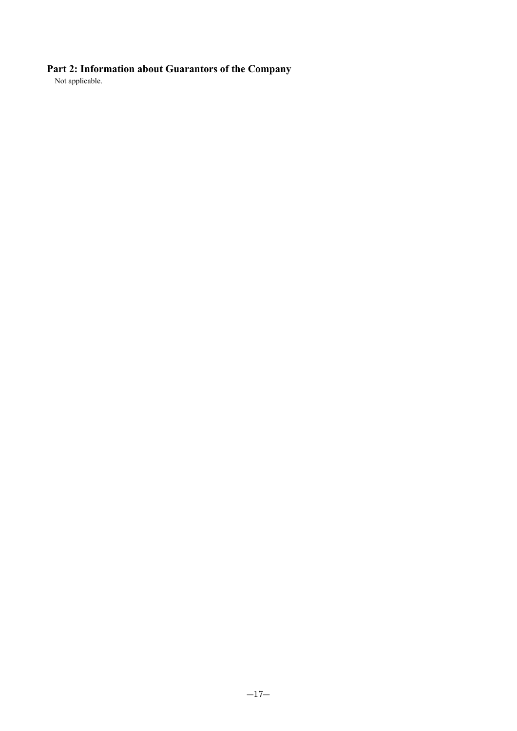## Part 2: Information about Guarantors of the Company

Not applicable.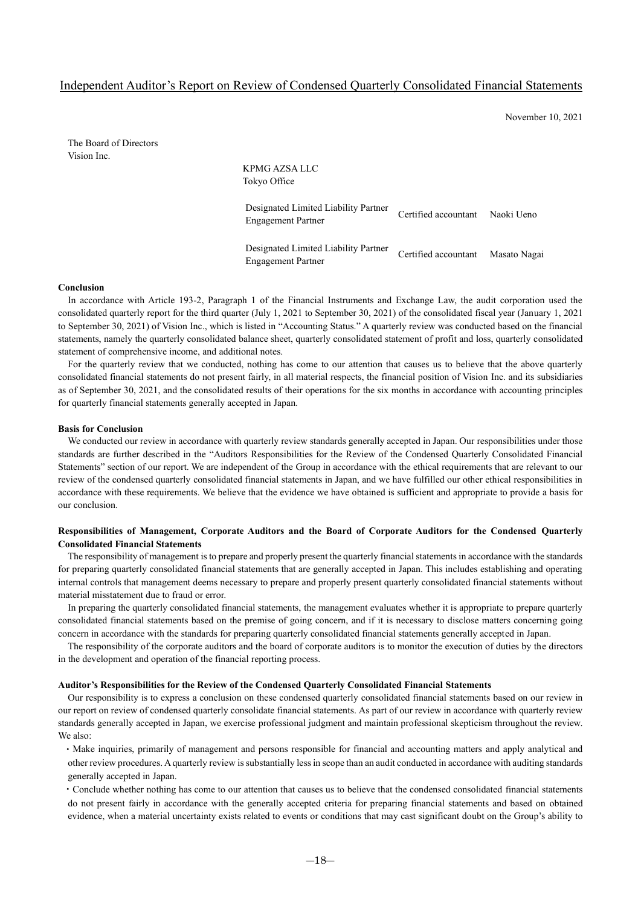# Independent Auditor's Report on Review of Condensed Quarterly Consolidated Financial Statements

November 10, 2021

The Board of Directors
Vision Inc.

KPMG AZSA LLC
Tokyo Office

| | | |
|---|---|---|
| Designated Limited Liability Partner Engagement Partner | Certified accountant | Naoki Ueno |
| Designated Limited Liability Partner Engagement Partner | Certified accountant | Masato Nagai |

**Conclusion**

In accordance with Article 193-2, Paragraph 1 of the Financial Instruments and Exchange Law, the audit corporation used the consolidated quarterly report for the third quarter (July 1, 2021 to September 30, 2021) of the consolidated fiscal year (January 1, 2021 to September 30, 2021) of Vision Inc., which is listed in "Accounting Status." A quarterly review was conducted based on the financial statements, namely the quarterly consolidated balance sheet, quarterly consolidated statement of profit and loss, quarterly consolidated statement of comprehensive income, and additional notes.

For the quarterly review that we conducted, nothing has come to our attention that causes us to believe that the above quarterly consolidated financial statements do not present fairly, in all material respects, the financial position of Vision Inc. and its subsidiaries as of September 30, 2021, and the consolidated results of their operations for the six months in accordance with accounting principles for quarterly financial statements generally accepted in Japan.

**Basis for Conclusion**

We conducted our review in accordance with quarterly review standards generally accepted in Japan. Our responsibilities under those standards are further described in the "Auditors Responsibilities for the Review of the Condensed Quarterly Consolidated Financial Statements" section of our report. We are independent of the Group in accordance with the ethical requirements that are relevant to our review of the condensed quarterly consolidated financial statements in Japan, and we have fulfilled our other ethical responsibilities in accordance with these requirements. We believe that the evidence we have obtained is sufficient and appropriate to provide a basis for our conclusion.

**Responsibilities of Management, Corporate Auditors and the Board of Corporate Auditors for the Condensed Quarterly Consolidated Financial Statements**

The responsibility of management is to prepare and properly present the quarterly financial statements in accordance with the standards for preparing quarterly consolidated financial statements that are generally accepted in Japan. This includes establishing and operating internal controls that management deems necessary to prepare and properly present quarterly consolidated financial statements without material misstatement due to fraud or error.

In preparing the quarterly consolidated financial statements, the management evaluates whether it is appropriate to prepare quarterly consolidated financial statements based on the premise of going concern, and if it is necessary to disclose matters concerning going concern in accordance with the standards for preparing quarterly consolidated financial statements generally accepted in Japan.

The responsibility of the corporate auditors and the board of corporate auditors is to monitor the execution of duties by the directors in the development and operation of the financial reporting process.

**Auditor's Responsibilities for the Review of the Condensed Quarterly Consolidated Financial Statements**

Our responsibility is to express a conclusion on these condensed quarterly consolidated financial statements based on our review in our report on review of condensed quarterly consolidate financial statements. As part of our review in accordance with quarterly review standards generally accepted in Japan, we exercise professional judgment and maintain professional skepticism throughout the review. We also:

- Make inquiries, primarily of management and persons responsible for financial and accounting matters and apply analytical and other review procedures. A quarterly review is substantially less in scope than an audit conducted in accordance with auditing standards generally accepted in Japan.
- Conclude whether nothing has come to our attention that causes us to believe that the condensed consolidated financial statements do not present fairly in accordance with the generally accepted criteria for preparing financial statements and based on obtained evidence, when a material uncertainty exists related to events or conditions that may cast significant doubt on the Group's ability to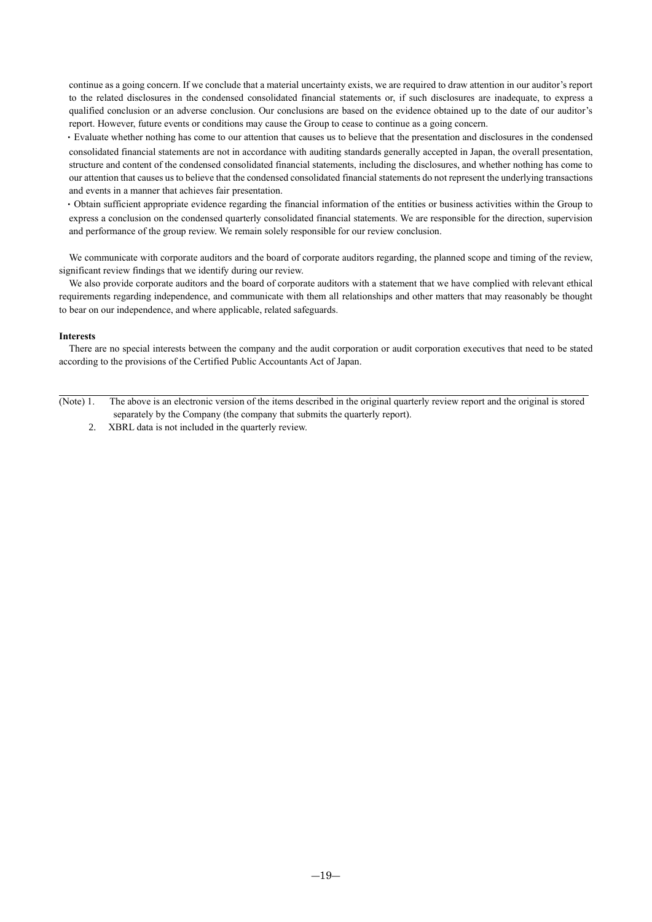continue as a going concern. If we conclude that a material uncertainty exists, we are required to draw attention in our auditor's report to the related disclosures in the condensed consolidated financial statements or, if such disclosures are inadequate, to express a qualified conclusion or an adverse conclusion. Our conclusions are based on the evidence obtained up to the date of our auditor's report. However, future events or conditions may cause the Group to cease to continue as a going concern.

・Evaluate whether nothing has come to our attention that causes us to believe that the presentation and disclosures in the condensed consolidated financial statements are not in accordance with auditing standards generally accepted in Japan, the overall presentation, structure and content of the condensed consolidated financial statements, including the disclosures, and whether nothing has come to our attention that causes us to believe that the condensed consolidated financial statements do not represent the underlying transactions and events in a manner that achieves fair presentation.

・Obtain sufficient appropriate evidence regarding the financial information of the entities or business activities within the Group to express a conclusion on the condensed quarterly consolidated financial statements. We are responsible for the direction, supervision and performance of the group review. We remain solely responsible for our review conclusion.

We communicate with corporate auditors and the board of corporate auditors regarding, the planned scope and timing of the review, significant review findings that we identify during our review.

We also provide corporate auditors and the board of corporate auditors with a statement that we have complied with relevant ethical requirements regarding independence, and communicate with them all relationships and other matters that may reasonably be thought to bear on our independence, and where applicable, related safeguards.

**Interests**

There are no special interests between the company and the audit corporation or audit corporation executives that need to be stated according to the provisions of the Certified Public Accountants Act of Japan.

---

(Note) 1. The above is an electronic version of the items described in the original quarterly review report and the original is stored separately by the Company (the company that submits the quarterly report).

2. XBRL data is not included in the quarterly review.